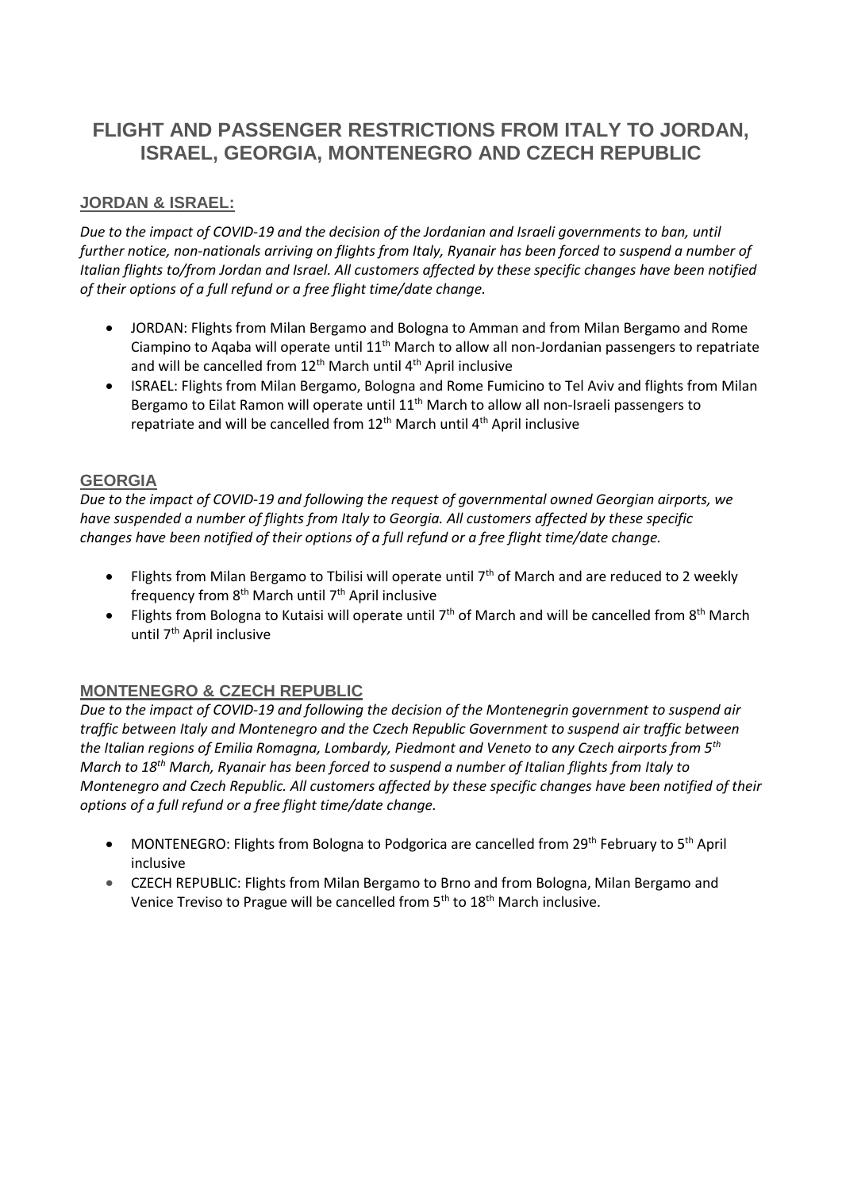# FLIGHT AND PASSENGER RESTRICTIONS FROM ITALY TO JORDAN, ISRAEL, GEORGIA, MONTENEGRO AND CZECH REPUBLIC

## JORDAN & ISRAEL:

*Due to the impact of COVID-19 and the decision of the Jordanian and Israeli governments to ban, until further notice, non-nationals arriving on flights from Italy, Ryanair has been forced to suspend a number of Italian flights to/from Jordan and Israel. All customers affected by these specific changes have been notified of their options of a full refund or a free flight time/date change.*

- JORDAN: Flights from Milan Bergamo and Bologna to Amman and from Milan Bergamo and Rome Ciampino to Aqaba will operate until 11th March to allow all non-Jordanian passengers to repatriate and will be cancelled from 12th March until 4th April inclusive
- ISRAEL: Flights from Milan Bergamo, Bologna and Rome Fumicino to Tel Aviv and flights from Milan Bergamo to Eilat Ramon will operate until 11th March to allow all non-Israeli passengers to repatriate and will be cancelled from 12th March until 4th April inclusive

## GEORGIA

*Due to the impact of COVID-19 and following the request of governmental owned Georgian airports, we have suspended a number of flights from Italy to Georgia. All customers affected by these specific changes have been notified of their options of a full refund or a free flight time/date change.*

- Flights from Milan Bergamo to Tbilisi will operate until 7th of March and are reduced to 2 weekly frequency from 8th March until 7th April inclusive
- Flights from Bologna to Kutaisi will operate until 7th of March and will be cancelled from 8th March until 7th April inclusive

## MONTENEGRO & CZECH REPUBLIC

*Due to the impact of COVID-19 and following the decision of the Montenegrin government to suspend air traffic between Italy and Montenegro and the Czech Republic Government to suspend air traffic between the Italian regions of Emilia Romagna, Lombardy, Piedmont and Veneto to any Czech airports from 5th March to 18th March, Ryanair has been forced to suspend a number of Italian flights from Italy to Montenegro and Czech Republic. All customers affected by these specific changes have been notified of their options of a full refund or a free flight time/date change.*

- MONTENEGRO: Flights from Bologna to Podgorica are cancelled from 29th February to 5th April inclusive
- CZECH REPUBLIC: Flights from Milan Bergamo to Brno and from Bologna, Milan Bergamo and Venice Treviso to Prague will be cancelled from 5th to 18th March inclusive.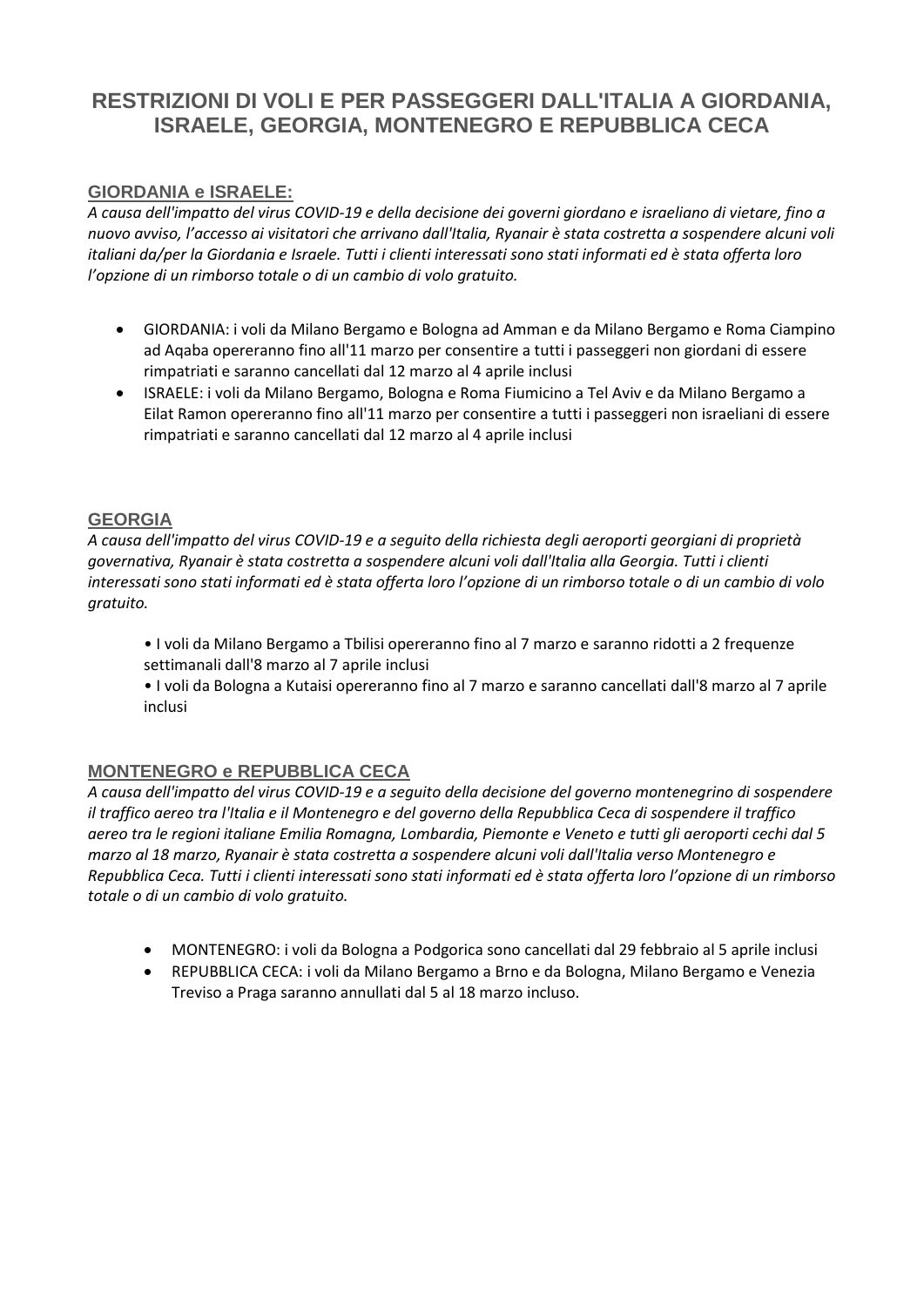# RESTRIZIONI DI VOLI E PER PASSEGGERI DALL'ITALIA A GIORDANIA, ISRAELE, GEORGIA, MONTENEGRO E REPUBBLICA CECA

## GIORDANIA e ISRAELE:

*A causa dell'impatto del virus COVID-19 e della decisione dei governi giordano e israeliano di vietare, fino a nuovo avviso, l'accesso ai visitatori che arrivano dall'Italia, Ryanair è stata costretta a sospendere alcuni voli italiani da/per la Giordania e Israele. Tutti i clienti interessati sono stati informati ed è stata offerta loro l'opzione di un rimborso totale o di un cambio di volo gratuito.*

- GIORDANIA: i voli da Milano Bergamo e Bologna ad Amman e da Milano Bergamo e Roma Ciampino ad Aqaba opereranno fino all'11 marzo per consentire a tutti i passeggeri non giordani di essere rimpatriati e saranno cancellati dal 12 marzo al 4 aprile inclusi
- ISRAELE: i voli da Milano Bergamo, Bologna e Roma Fiumicino a Tel Aviv e da Milano Bergamo a Eilat Ramon opereranno fino all'11 marzo per consentire a tutti i passeggeri non israeliani di essere rimpatriati e saranno cancellati dal 12 marzo al 4 aprile inclusi

## GEORGIA

*A causa dell'impatto del virus COVID-19 e a seguito della richiesta degli aeroporti georgiani di proprietà governativa, Ryanair è stata costretta a sospendere alcuni voli dall'Italia alla Georgia. Tutti i clienti interessati sono stati informati ed è stata offerta loro l'opzione di un rimborso totale o di un cambio di volo gratuito.*

- I voli da Milano Bergamo a Tbilisi opereranno fino al 7 marzo e saranno ridotti a 2 frequenze settimanali dall'8 marzo al 7 aprile inclusi
- I voli da Bologna a Kutaisi opereranno fino al 7 marzo e saranno cancellati dall'8 marzo al 7 aprile inclusi

## MONTENEGRO e REPUBBLICA CECA

*A causa dell'impatto del virus COVID-19 e a seguito della decisione del governo montenegrino di sospendere il traffico aereo tra l'Italia e il Montenegro e del governo della Repubblica Ceca di sospendere il traffico aereo tra le regioni italiane Emilia Romagna, Lombardia, Piemonte e Veneto e tutti gli aeroporti cechi dal 5 marzo al 18 marzo, Ryanair è stata costretta a sospendere alcuni voli dall'Italia verso Montenegro e Repubblica Ceca. Tutti i clienti interessati sono stati informati ed è stata offerta loro l'opzione di un rimborso totale o di un cambio di volo gratuito.*

- MONTENEGRO: i voli da Bologna a Podgorica sono cancellati dal 29 febbraio al 5 aprile inclusi
- REPUBBLICA CECA: i voli da Milano Bergamo a Brno e da Bologna, Milano Bergamo e Venezia Treviso a Praga saranno annullati dal 5 al 18 marzo incluso.